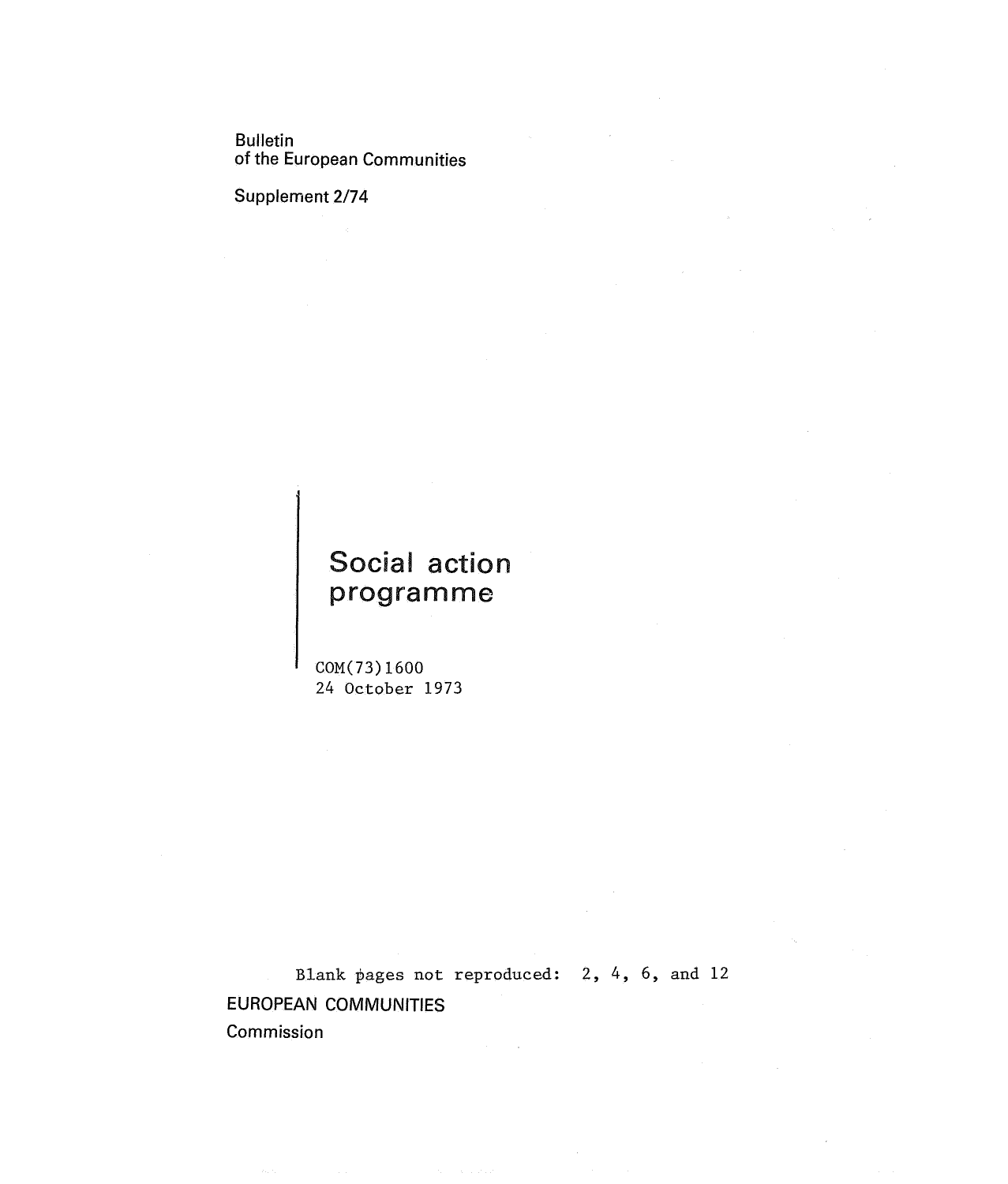Bulletin
of the European Communities

Supplement 2/74

# Social action programme

COM(73)1600
24 October 1973

Blank pages not reproduced: 2, 4, 6, and 12

EUROPEAN COMMUNITIES
Commission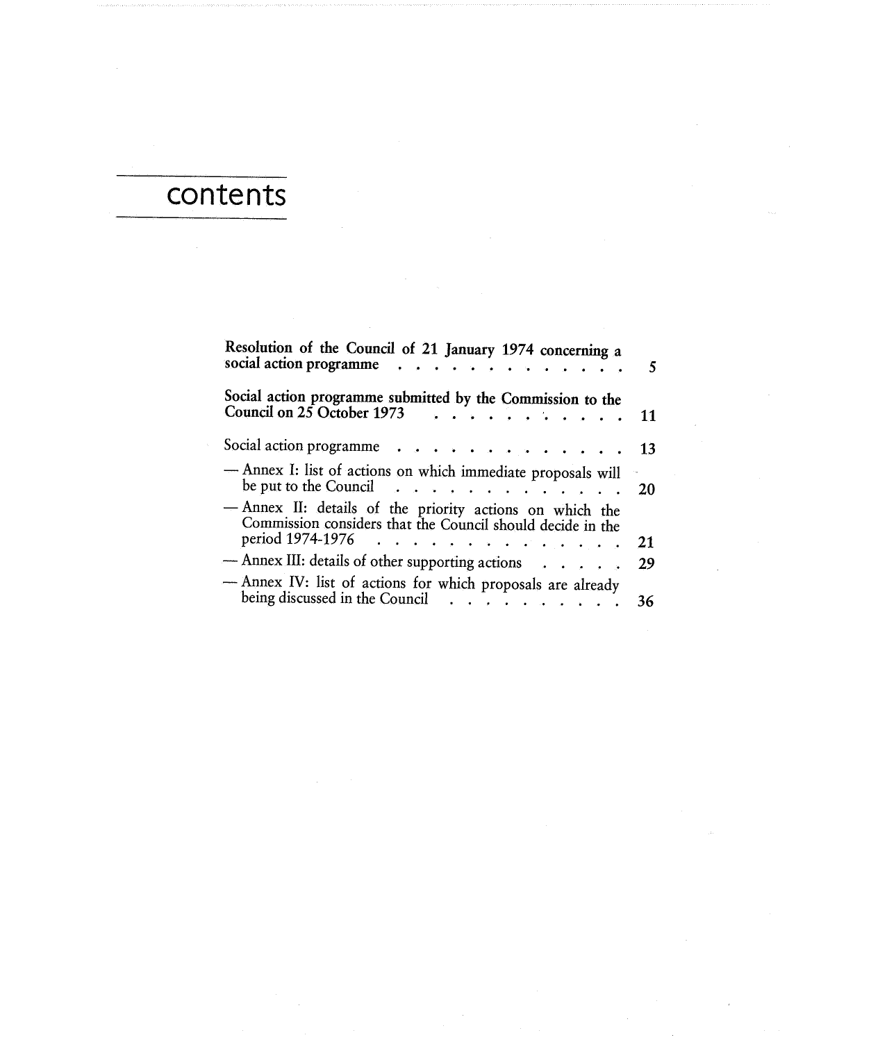# contents

**Resolution of the Council of 21 January 1974 concerning a social action programme** . . . . . . . . . . . . . . 5

**Social action programme submitted by the Commission to the Council on 25 October 1973** . . . . . . . . . . . 11

Social action programme . . . . . . . . . . . . . . 13

— Annex I: list of actions on which immediate proposals will be put to the Council . . . . . . . . . . . . . . 20

— Annex II: details of the priority actions on which the Commission considers that the Council should decide in the period 1974-1976 . . . . . . . . . . . . . . . 21

— Annex III: details of other supporting actions . . . . . . 29

— Annex IV: list of actions for which proposals are already being discussed in the Council . . . . . . . . . . 36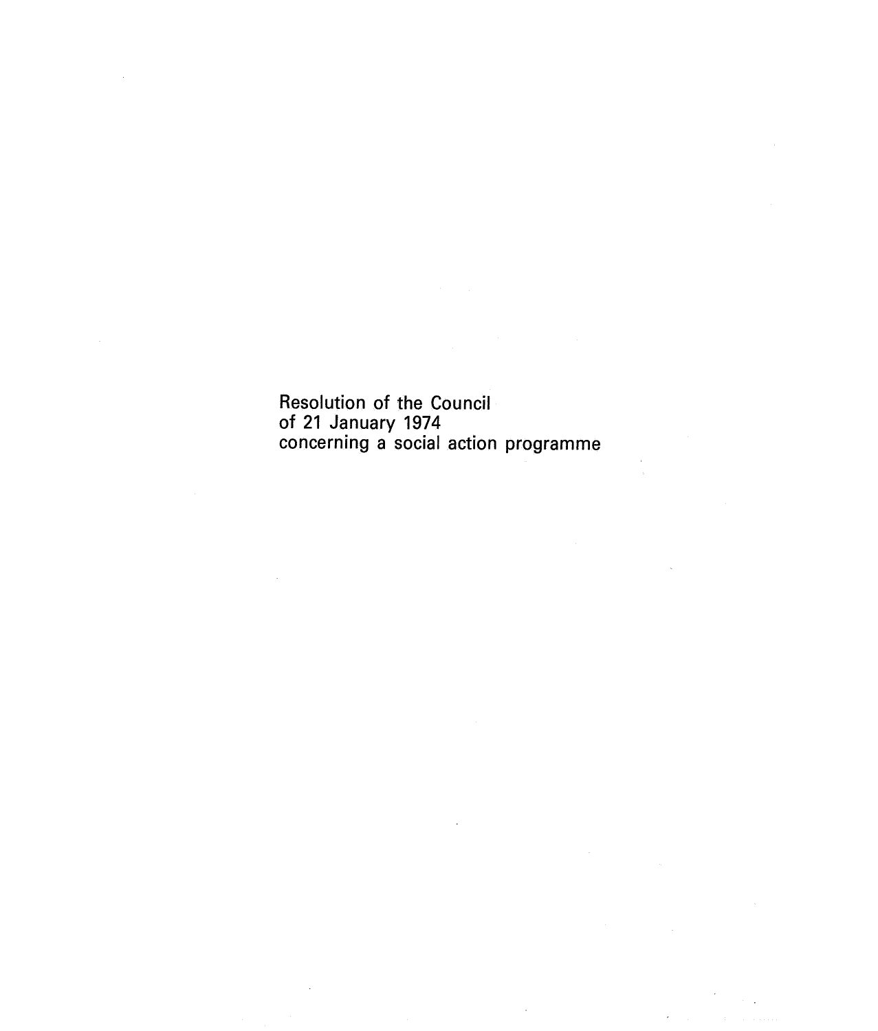# Resolution of the Council of 21 January 1974 concerning a social action programme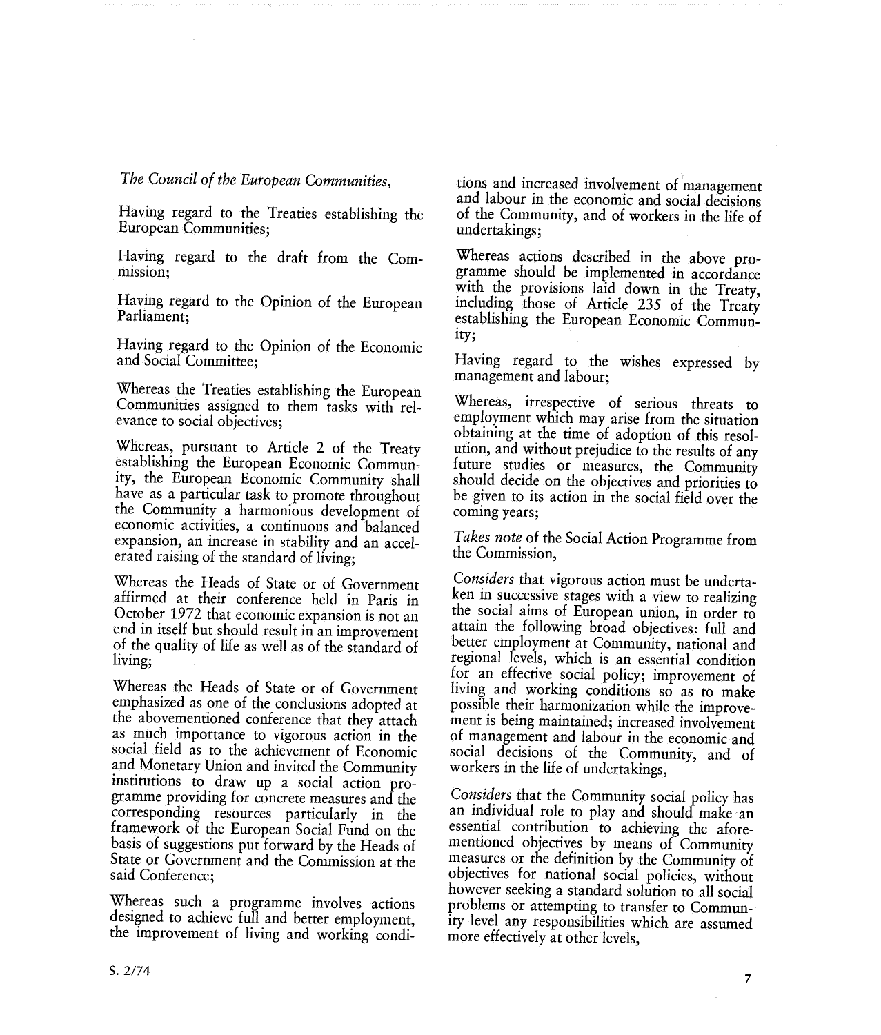*The Council of the European Communities,*

Having regard to the Treaties establishing the European Communities;

Having regard to the draft from the Commission;

Having regard to the Opinion of the European Parliament;

Having regard to the Opinion of the Economic and Social Committee;

Whereas the Treaties establishing the European Communities assigned to them tasks with relevance to social objectives;

Whereas, pursuant to Article 2 of the Treaty establishing the European Economic Community, the European Economic Community shall have as a particular task to promote throughout the Community a harmonious development of economic activities, a continuous and balanced expansion, an increase in stability and an accelerated raising of the standard of living;

Whereas the Heads of State or of Government affirmed at their conference held in Paris in October 1972 that economic expansion is not an end in itself but should result in an improvement of the quality of life as well as of the standard of living;

Whereas the Heads of State or of Government emphasized as one of the conclusions adopted at the abovementioned conference that they attach as much importance to vigorous action in the social field as to the achievement of Economic and Monetary Union and invited the Community institutions to draw up a social action programme providing for concrete measures and the corresponding resources particularly in the framework of the European Social Fund on the basis of suggestions put forward by the Heads of State or Government and the Commission at the said Conference;

Whereas such a programme involves actions designed to achieve full and better employment, the improvement of living and working conditions and increased involvement of management and labour in the economic and social decisions of the Community, and of workers in the life of undertakings;

Whereas actions described in the above programme should be implemented in accordance with the provisions laid down in the Treaty, including those of Article 235 of the Treaty establishing the European Economic Community;

Having regard to the wishes expressed by management and labour;

Whereas, irrespective of serious threats to employment which may arise from the situation obtaining at the time of adoption of this resolution, and without prejudice to the results of any future studies or measures, the Community should decide on the objectives and priorities to be given to its action in the social field over the coming years;

*Takes note* of the Social Action Programme from the Commission,

*Considers* that vigorous action must be undertaken in successive stages with a view to realizing the social aims of European union, in order to attain the following broad objectives: full and better employment at Community, national and regional levels, which is an essential condition for an effective social policy; improvement of living and working conditions so as to make possible their harmonization while the improvement is being maintained; increased involvement of management and labour in the economic and social decisions of the Community, and of workers in the life of undertakings,

*Considers* that the Community social policy has an individual role to play and should make an essential contribution to achieving the aforementioned objectives by means of Community measures or the definition by the Community of objectives for national social policies, without however seeking a standard solution to all social problems or attempting to transfer to Community level any responsibilities which are assumed more effectively at other levels,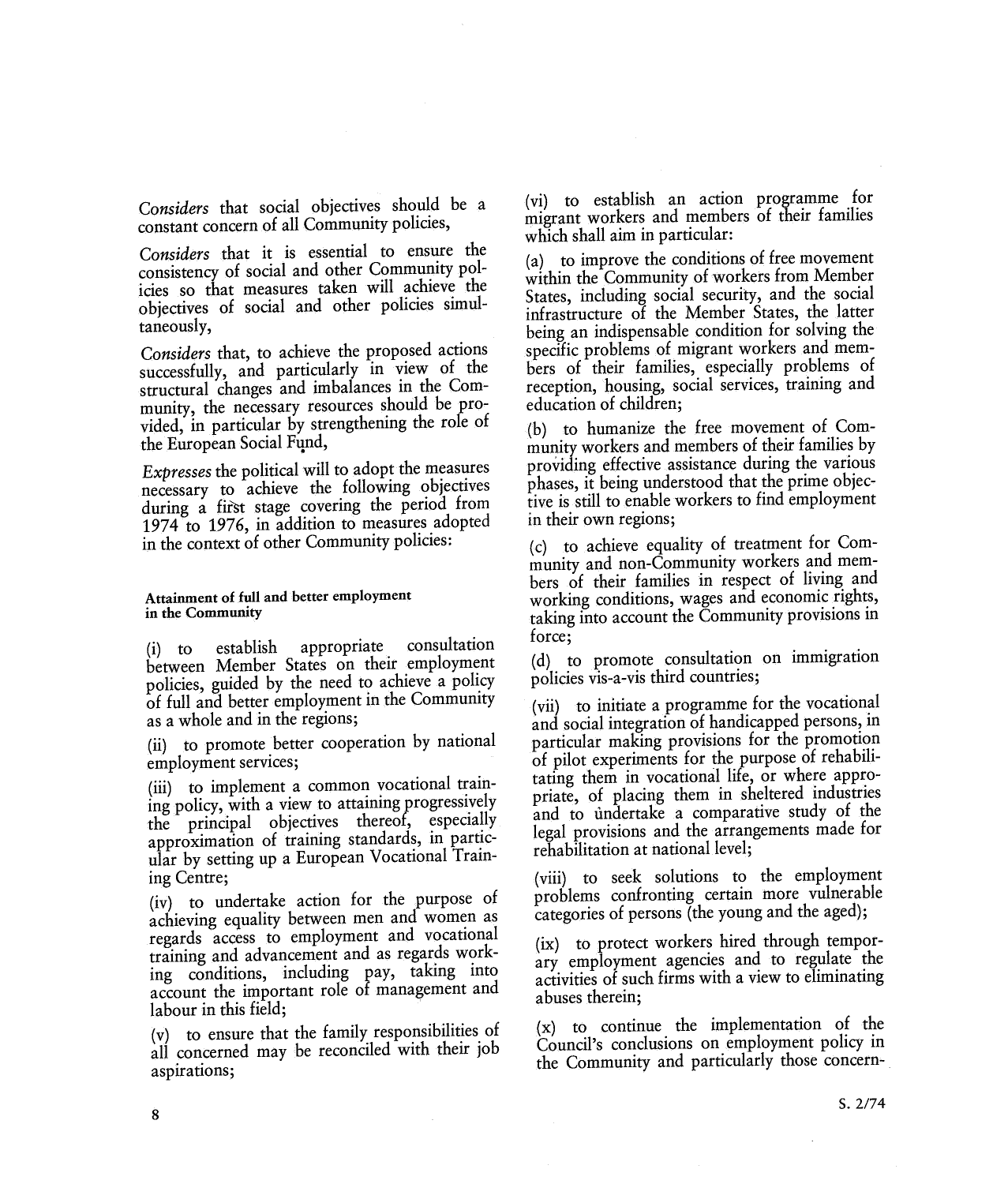*Considers* that social objectives should be a constant concern of all Community policies,

*Considers* that it is essential to ensure the consistency of social and other Community policies so that measures taken will achieve the objectives of social and other policies simultaneously,

*Considers* that, to achieve the proposed actions successfully, and particularly in view of the structural changes and imbalances in the Community, the necessary resources should be provided, in particular by strengthening the role of the European Social Fund,

*Expresses* the political will to adopt the measures necessary to achieve the following objectives during a first stage covering the period from 1974 to 1976, in addition to measures adopted in the context of other Community policies:

**Attainment of full and better employment in the Community**

(i) to establish appropriate consultation between Member States on their employment policies, guided by the need to achieve a policy of full and better employment in the Community as a whole and in the regions;

(ii) to promote better cooperation by national employment services;

(iii) to implement a common vocational training policy, with a view to attaining progressively the principal objectives thereof, especially approximation of training standards, in particular by setting up a European Vocational Training Centre;

(iv) to undertake action for the purpose of achieving equality between men and women as regards access to employment and vocational training and advancement and as regards working conditions, including pay, taking into account the important role of management and labour in this field;

(v) to ensure that the family responsibilities of all concerned may be reconciled with their job aspirations;

(vi) to establish an action programme for migrant workers and members of their families which shall aim in particular:

(a) to improve the conditions of free movement within the Community of workers from Member States, including social security, and the social infrastructure of the Member States, the latter being an indispensable condition for solving the specific problems of migrant workers and members of their families, especially problems of reception, housing, social services, training and education of children;

(b) to humanize the free movement of Community workers and members of their families by providing effective assistance during the various phases, it being understood that the prime objective is still to enable workers to find employment in their own regions;

(c) to achieve equality of treatment for Community and non-Community workers and members of their families in respect of living and working conditions, wages and economic rights, taking into account the Community provisions in force;

(d) to promote consultation on immigration policies vis-a-vis third countries;

(vii) to initiate a programme for the vocational and social integration of handicapped persons, in particular making provisions for the promotion of pilot experiments for the purpose of rehabilitating them in vocational life, or where appropriate, of placing them in sheltered industries and to undertake a comparative study of the legal provisions and the arrangements made for rehabilitation at national level;

(viii) to seek solutions to the employment problems confronting certain more vulnerable categories of persons (the young and the aged);

(ix) to protect workers hired through temporary employment agencies and to regulate the activities of such firms with a view to eliminating abuses therein;

(x) to continue the implementation of the Council's conclusions on employment policy in the Community and particularly those concern-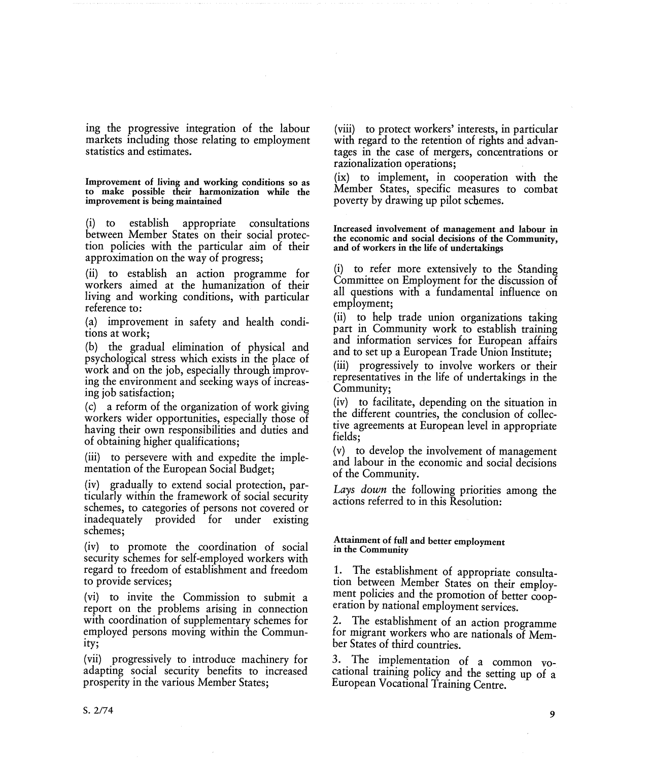ing the progressive integration of the labour markets including those relating to employment statistics and estimates.

**Improvement of living and working conditions so as to make possible their harmonization while the improvement is being maintained**

(i) to establish appropriate consultations between Member States on their social protection policies with the particular aim of their approximation on the way of progress;

(ii) to establish an action programme for workers aimed at the humanization of their living and working conditions, with particular reference to:

(a) improvement in safety and health conditions at work;

(b) the gradual elimination of physical and psychological stress which exists in the place of work and on the job, especially through improving the environment and seeking ways of increasing job satisfaction;

(c) a reform of the organization of work giving workers wider opportunities, especially those of having their own responsibilities and duties and of obtaining higher qualifications;

(iii) to persevere with and expedite the implementation of the European Social Budget;

(iv) gradually to extend social protection, particularly within the framework of social security schemes, to categories of persons not covered or inadequately provided for under existing schemes;

(iv) to promote the coordination of social security schemes for self-employed workers with regard to freedom of establishment and freedom to provide services;

(vi) to invite the Commission to submit a report on the problems arising in connection with coordination of supplementary schemes for employed persons moving within the Community;

(vii) progressively to introduce machinery for adapting social security benefits to increased prosperity in the various Member States;

(viii) to protect workers' interests, in particular with regard to the retention of rights and advantages in the case of mergers, concentrations or razionalization operations;

(ix) to implement, in cooperation with the Member States, specific measures to combat poverty by drawing up pilot schemes.

**Increased involvement of management and labour in the economic and social decisions of the Community, and of workers in the life of undertakings**

(i) to refer more extensively to the Standing Committee on Employment for the discussion of all questions with a fundamental influence on employment;

(ii) to help trade union organizations taking part in Community work to establish training and information services for European affairs and to set up a European Trade Union Institute;

(iii) progressively to involve workers or their representatives in the life of undertakings in the Community;

(iv) to facilitate, depending on the situation in the different countries, the conclusion of collective agreements at European level in appropriate fields;

(v) to develop the involvement of management and labour in the economic and social decisions of the Community.

*Lays down* the following priorities among the actions referred to in this Resolution:

**Attainment of full and better employment in the Community**

1. The establishment of appropriate consultation between Member States on their employment policies and the promotion of better cooperation by national employment services.

2. The establishment of an action programme for migrant workers who are nationals of Member States of third countries.

3. The implementation of a common vocational training policy and the setting up of a European Vocational Training Centre.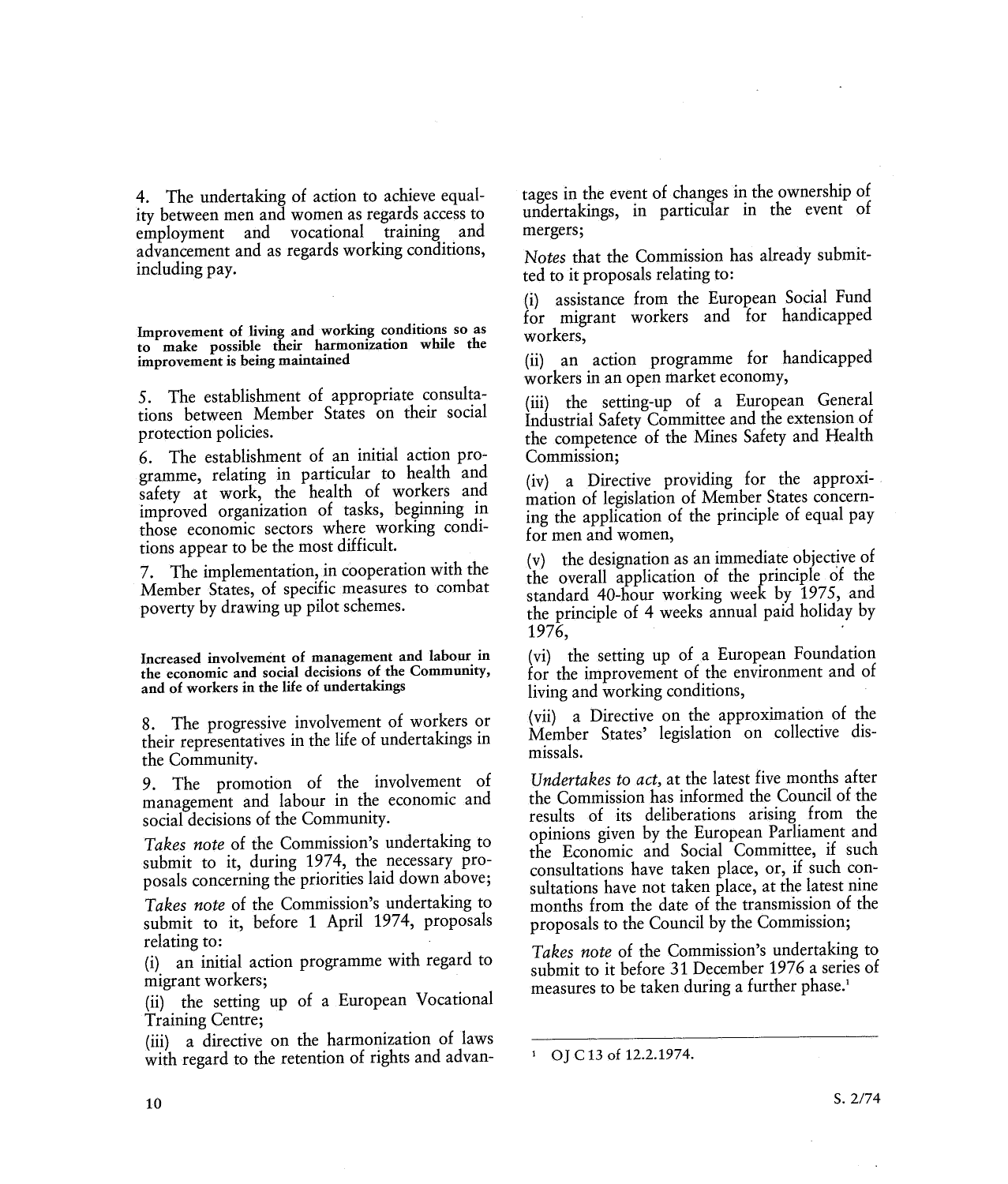4. The undertaking of action to achieve equality between men and women as regards access to employment and vocational training and advancement and as regards working conditions, including pay.

**Improvement of living and working conditions so as to make possible their harmonization while the improvement is being maintained**

5. The establishment of appropriate consultations between Member States on their social protection policies.

6. The establishment of an initial action programme, relating in particular to health and safety at work, the health of workers and improved organization of tasks, beginning in those economic sectors where working conditions appear to be the most difficult.

7. The implementation, in cooperation with the Member States, of specific measures to combat poverty by drawing up pilot schemes.

**Increased involvement of management and labour in the economic and social decisions of the Community, and of workers in the life of undertakings**

8. The progressive involvement of workers or their representatives in the life of undertakings in the Community.

9. The promotion of the involvement of management and labour in the economic and social decisions of the Community.

*Takes note* of the Commission's undertaking to submit to it, during 1974, the necessary proposals concerning the priorities laid down above;

*Takes note* of the Commission's undertaking to submit to it, before 1 April 1974, proposals relating to:

(i) an initial action programme with regard to migrant workers;

(ii) the setting up of a European Vocational Training Centre;

(iii) a directive on the harmonization of laws with regard to the retention of rights and advantages in the event of changes in the ownership of undertakings, in particular in the event of mergers;

*Notes* that the Commission has already submitted to it proposals relating to:

(i) assistance from the European Social Fund for migrant workers and for handicapped workers,

(ii) an action programme for handicapped workers in an open market economy,

(iii) the setting-up of a European General Industrial Safety Committee and the extension of the competence of the Mines Safety and Health Commission;

(iv) a Directive providing for the approximation of legislation of Member States concerning the application of the principle of equal pay for men and women,

(v) the designation as an immediate objective of the overall application of the principle of the standard 40-hour working week by 1975, and the principle of 4 weeks annual paid holiday by 1976,

(vi) the setting up of a European Foundation for the improvement of the environment and of living and working conditions,

(vii) a Directive on the approximation of the Member States' legislation on collective dismissals.

*Undertakes to act*, at the latest five months after the Commission has informed the Council of the results of its deliberations arising from the opinions given by the European Parliament and the Economic and Social Committee, if such consultations have taken place, or, if such consultations have not taken place, at the latest nine months from the date of the transmission of the proposals to the Council by the Commission;

*Takes note* of the Commission's undertaking to submit to it before 31 December 1976 a series of measures to be taken during a further phase.[1]

---

[1] OJ C 13 of 12.2.1974.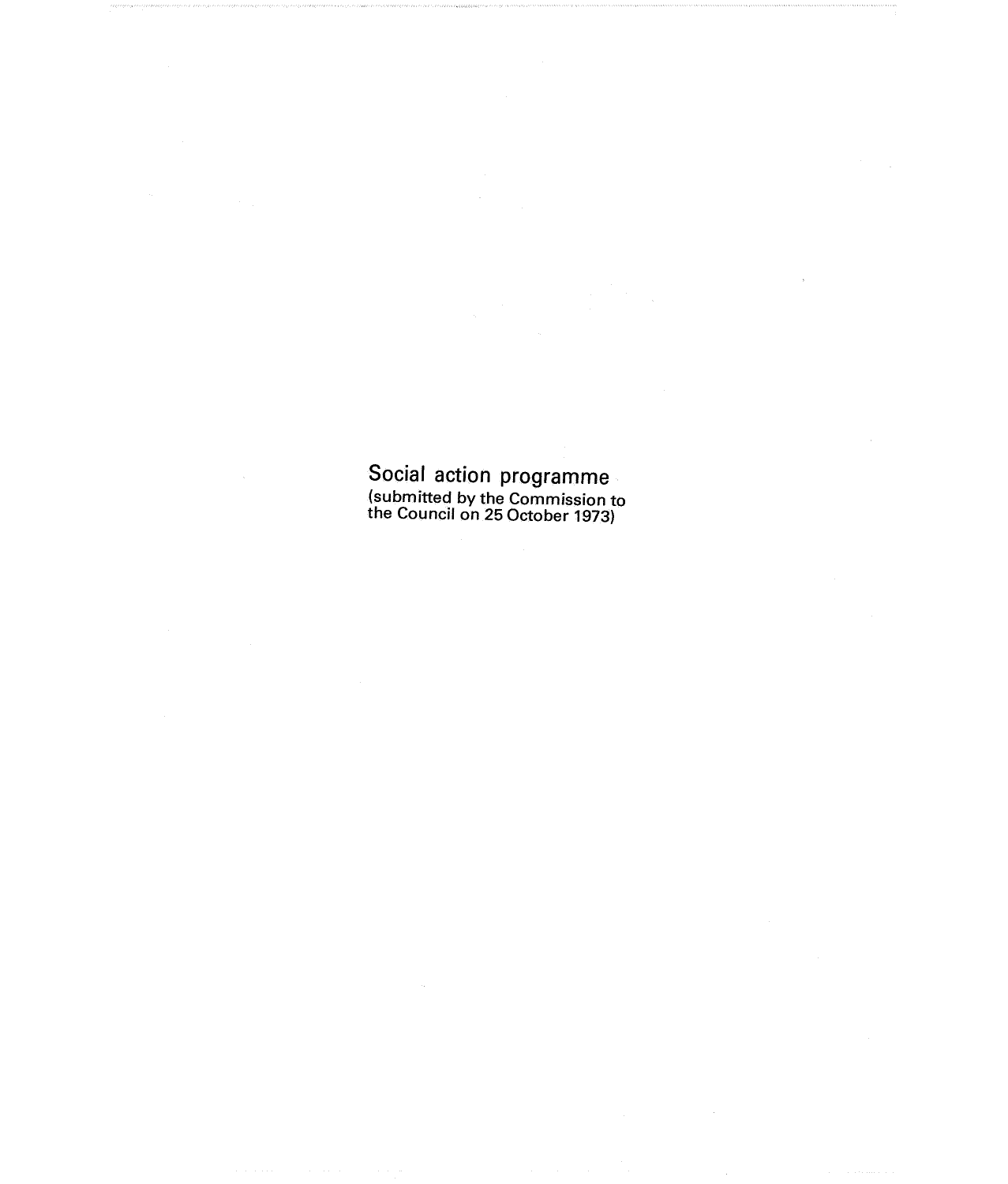# Social action programme

(submitted by the Commission to the Council on 25 October 1973)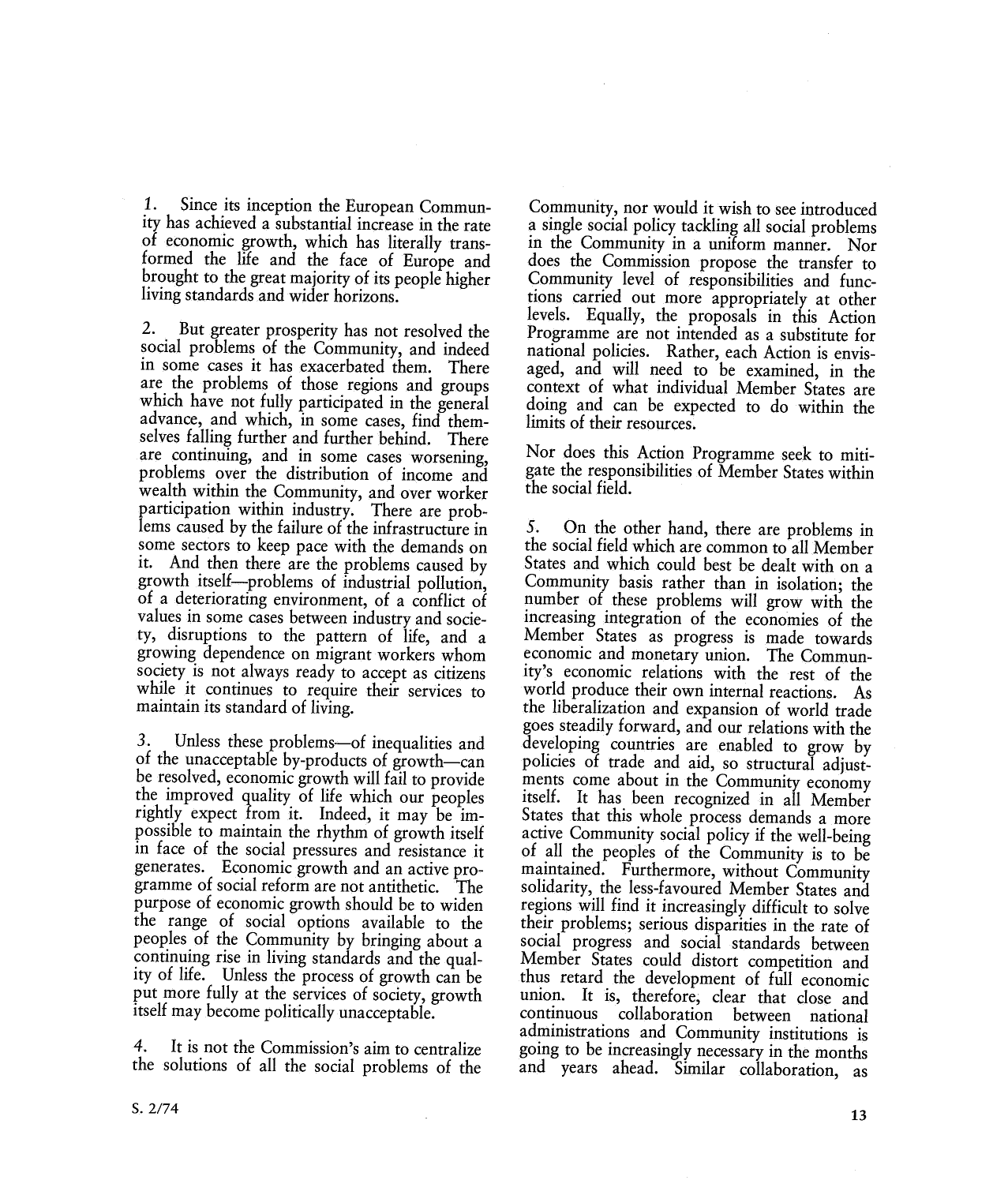1. Since its inception the European Community has achieved a substantial increase in the rate of economic growth, which has literally transformed the life and the face of Europe and brought to the great majority of its people higher living standards and wider horizons.

2. But greater prosperity has not resolved the social problems of the Community, and indeed in some cases it has exacerbated them. There are the problems of those regions and groups which have not fully participated in the general advance, and which, in some cases, find themselves falling further and further behind. There are continuing, and in some cases worsening, problems over the distribution of income and wealth within the Community, and over worker participation within industry. There are problems caused by the failure of the infrastructure in some sectors to keep pace with the demands on it. And then there are the problems caused by growth itself—problems of industrial pollution, of a deteriorating environment, of a conflict of values in some cases between industry and society, disruptions to the pattern of life, and a growing dependence on migrant workers whom society is not always ready to accept as citizens while it continues to require their services to maintain its standard of living.

3. Unless these problems—of inequalities and of the unacceptable by-products of growth—can be resolved, economic growth will fail to provide the improved quality of life which our peoples rightly expect from it. Indeed, it may be impossible to maintain the rhythm of growth itself in face of the social pressures and resistance it generates. Economic growth and an active programme of social reform are not antithetic. The purpose of economic growth should be to widen the range of social options available to the peoples of the Community by bringing about a continuing rise in living standards and the quality of life. Unless the process of growth can be put more fully at the services of society, growth itself may become politically unacceptable.

4. It is not the Commission's aim to centralize the solutions of all the social problems of the Community, nor would it wish to see introduced a single social policy tackling all social problems in the Community in a uniform manner. Nor does the Commission propose the transfer to Community level of responsibilities and functions carried out more appropriately at other levels. Equally, the proposals in this Action Programme are not intended as a substitute for national policies. Rather, each Action is envisaged, and will need to be examined, in the context of what individual Member States are doing and can be expected to do within the limits of their resources.

Nor does this Action Programme seek to mitigate the responsibilities of Member States within the social field.

5. On the other hand, there are problems in the social field which are common to all Member States and which could best be dealt with on a Community basis rather than in isolation; the number of these problems will grow with the increasing integration of the economies of the Member States as progress is made towards economic and monetary union. The Community's economic relations with the rest of the world produce their own internal reactions. As the liberalization and expansion of world trade goes steadily forward, and our relations with the developing countries are enabled to grow by policies of trade and aid, so structural adjustments come about in the Community economy itself. It has been recognized in all Member States that this whole process demands a more active Community social policy if the well-being of all the peoples of the Community is to be maintained. Furthermore, without Community solidarity, the less-favoured Member States and regions will find it increasingly difficult to solve their problems; serious disparities in the rate of social progress and social standards between Member States could distort competition and thus retard the development of full economic union. It is, therefore, clear that close and continuous collaboration between national administrations and Community institutions is going to be increasingly necessary in the months and years ahead. Similar collaboration, as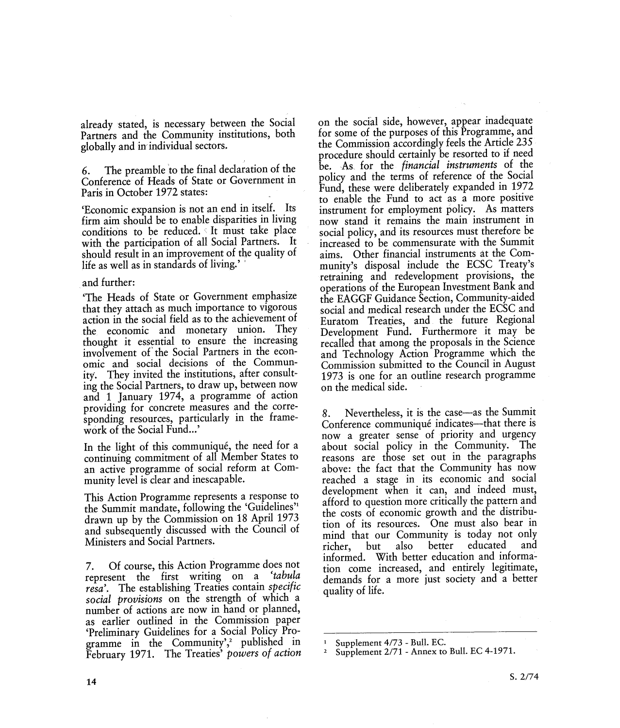already stated, is necessary between the Social Partners and the Community institutions, both globally and in individual sectors.

6. The preamble to the final declaration of the Conference of Heads of State or Government in Paris in October 1972 states:

'Economic expansion is not an end in itself. Its firm aim should be to enable disparities in living conditions to be reduced. It must take place with the participation of all Social Partners. It should result in an improvement of the quality of life as well as in standards of living.'

and further:

'The Heads of State or Government emphasize that they attach as much importance to vigorous action in the social field as to the achievement of the economic and monetary union. They thought it essential to ensure the increasing involvement of the Social Partners in the economic and social decisions of the Community. They invited the institutions, after consulting the Social Partners, to draw up, between now and 1 January 1974, a programme of action providing for concrete measures and the corresponding resources, particularly in the framework of the Social Fund...'

In the light of this communiqué, the need for a continuing commitment of all Member States to an active programme of social reform at Community level is clear and inescapable.

This Action Programme represents a response to the Summit mandate, following the 'Guidelines'[1] drawn up by the Commission on 18 April 1973 and subsequently discussed with the Council of Ministers and Social Partners.

7. Of course, this Action Programme does not represent the first writing on a *'tabula resa'*. The establishing Treaties contain *specific social provisions* on the strength of which a number of actions are now in hand or planned, as earlier outlined in the Commission paper 'Preliminary Guidelines for a Social Policy Programme in the Community',[2] published in February 1971. The Treaties' *powers of action* on the social side, however, appear inadequate for some of the purposes of this Programme, and the Commission accordingly feels the Article 235 procedure should certainly be resorted to if need be. As for the *financial instruments* of the policy and the terms of reference of the Social Fund, these were deliberately expanded in 1972 to enable the Fund to act as a more positive instrument for employment policy. As matters now stand it remains the main instrument in social policy, and its resources must therefore be increased to be commensurate with the Summit aims. Other financial instruments at the Community's disposal include the ECSC Treaty's retraining and redevelopment provisions, the operations of the European Investment Bank and the EAGGF Guidance Section, Community-aided social and medical research under the ECSC and Euratom Treaties, and the future Regional Development Fund. Furthermore it may be recalled that among the proposals in the Science and Technology Action Programme which the Commission submitted to the Council in August 1973 is one for an outline research programme on the medical side.

8. Nevertheless, it is the case—as the Summit Conference communiqué indicates—that there is now a greater sense of priority and urgency about social policy in the Community. The reasons are those set out in the paragraphs above: the fact that the Community has now reached a stage in its economic and social development when it can, and indeed must, afford to question more critically the pattern and the costs of economic growth and the distribution of its resources. One must also bear in mind that our Community is today not only richer, but also better educated and informed. With better education and information come increased, and entirely legitimate, demands for a more just society and a better quality of life.

---

[1] Supplement 4/73 - Bull. EC.

[2] Supplement 2/71 - Annex to Bull. EC 4-1971.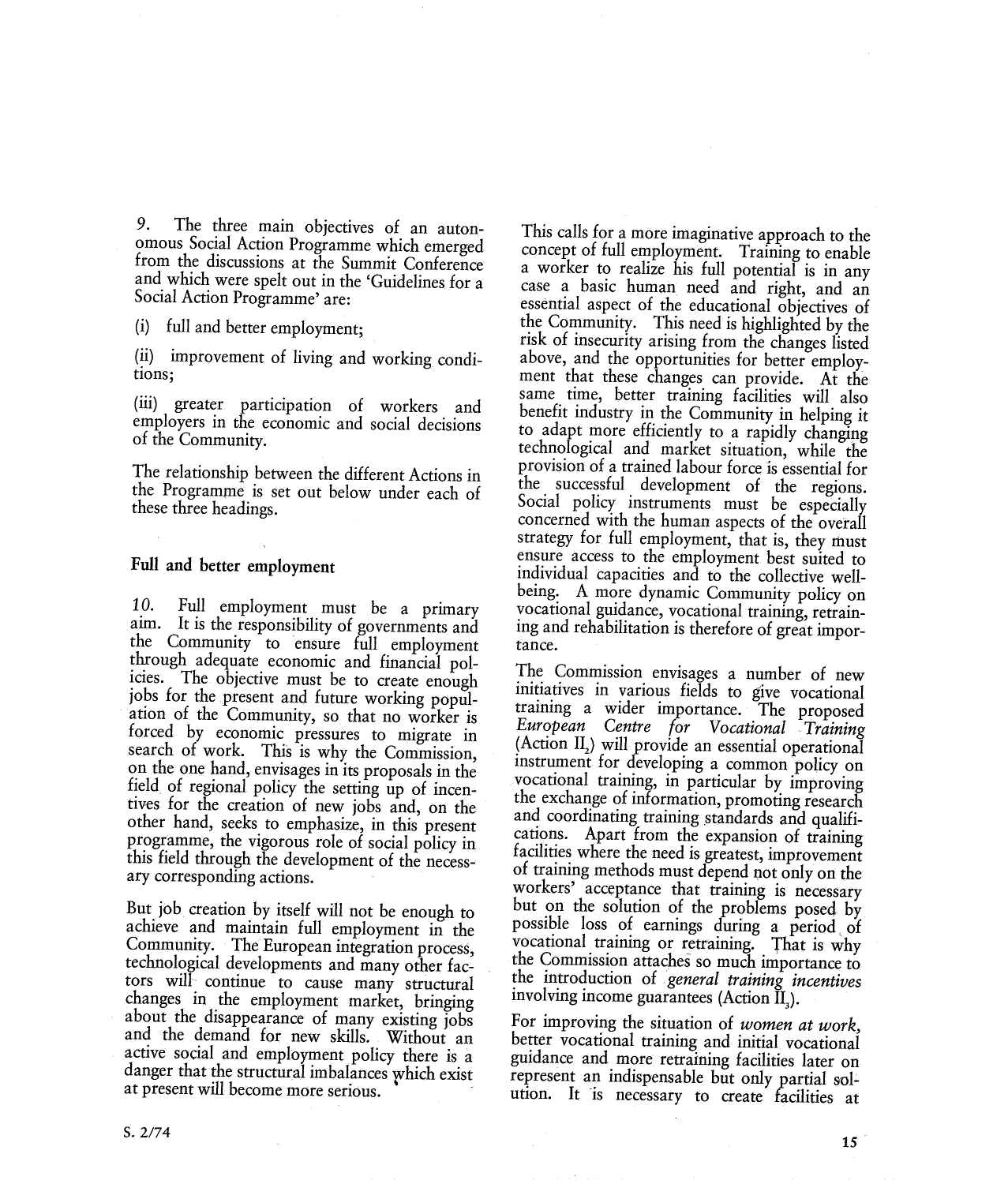9. The three main objectives of an autonomous Social Action Programme which emerged from the discussions at the Summit Conference and which were spelt out in the 'Guidelines for a Social Action Programme' are:

(i) full and better employment;

(ii) improvement of living and working conditions;

(iii) greater participation of workers and employers in the economic and social decisions of the Community.

The relationship between the different Actions in the Programme is set out below under each of these three headings.

## Full and better employment

10. Full employment must be a primary aim. It is the responsibility of governments and the Community to ensure full employment through adequate economic and financial policies. The objective must be to create enough jobs for the present and future working population of the Community, so that no worker is forced by economic pressures to migrate in search of work. This is why the Commission, on the one hand, envisages in its proposals in the field of regional policy the setting up of incentives for the creation of new jobs and, on the other hand, seeks to emphasize, in this present programme, the vigorous role of social policy in this field through the development of the necessary corresponding actions.

But job creation by itself will not be enough to achieve and maintain full employment in the Community. The European integration process, technological developments and many other factors will continue to cause many structural changes in the employment market, bringing about the disappearance of many existing jobs and the demand for new skills. Without an active social and employment policy there is a danger that the structural imbalances which exist at present will become more serious.

This calls for a more imaginative approach to the concept of full employment. Training to enable a worker to realize his full potential is in any case a basic human need and right, and an essential aspect of the educational objectives of the Community. This need is highlighted by the risk of insecurity arising from the changes listed above, and the opportunities for better employment that these changes can provide. At the same time, better training facilities will also benefit industry in the Community in helping it to adapt more efficiently to a rapidly changing technological and market situation, while the provision of a trained labour force is essential for the successful development of the regions. Social policy instruments must be especially concerned with the human aspects of the overall strategy for full employment, that is, they must ensure access to the employment best suited to individual capacities and to the collective well-being. A more dynamic Community policy on vocational guidance, vocational training, retraining and rehabilitation is therefore of great importance.

The Commission envisages a number of new initiatives in various fields to give vocational training a wider importance. The proposed *European Centre for Vocational Training* (Action $II_2$) will provide an essential operational instrument for developing a common policy on vocational training, in particular by improving the exchange of information, promoting research and coordinating training standards and qualifications. Apart from the expansion of training facilities where the need is greatest, improvement of training methods must depend not only on the workers' acceptance that training is necessary but on the solution of the problems posed by possible loss of earnings during a period of vocational training or retraining. That is why the Commission attaches so much importance to the introduction of *general training incentives* involving income guarantees (Action $II_3$).

For improving the situation of *women at work*, better vocational training and initial vocational guidance and more retraining facilities later on represent an indispensable but only partial solution. It is necessary to create facilities at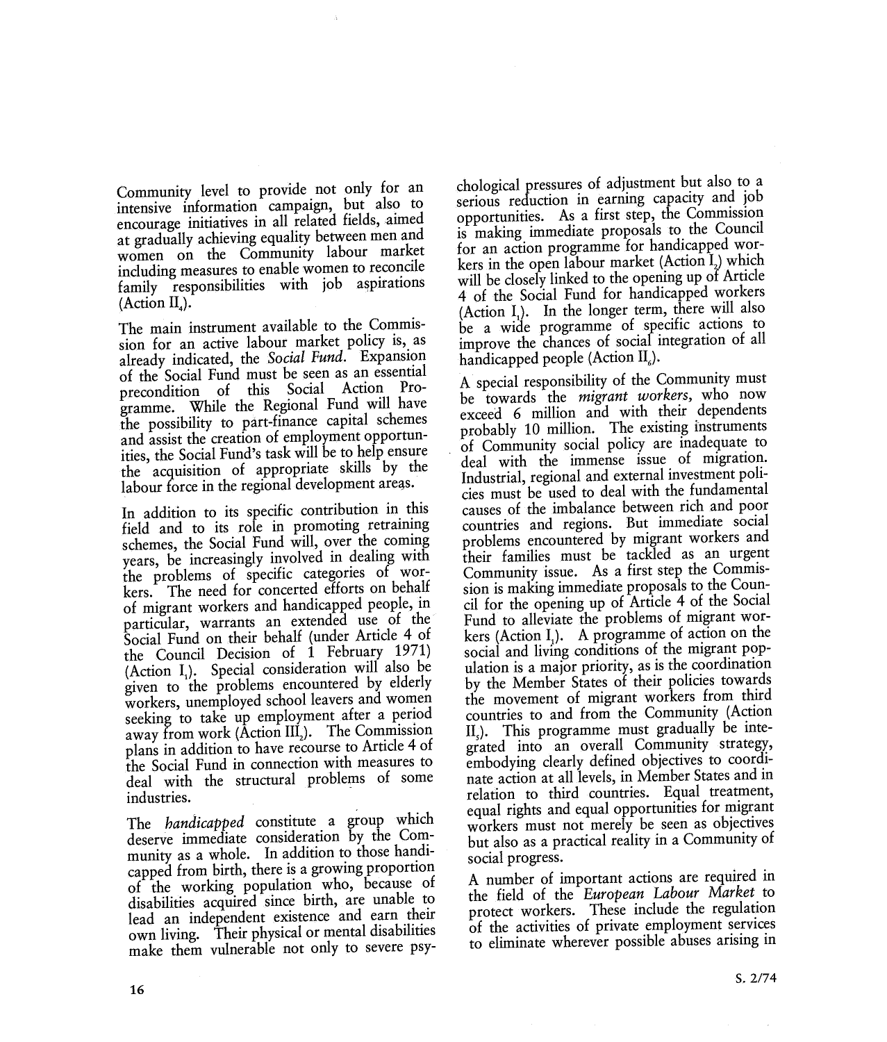Community level to provide not only for an intensive information campaign, but also to encourage initiatives in all related fields, aimed at gradually achieving equality between men and women on the Community labour market including measures to enable women to reconcile family responsibilities with job aspirations (Action $II_4$).

The main instrument available to the Commission for an active labour market policy is, as already indicated, the *Social Fund*. Expansion of the Social Fund must be seen as an essential precondition of this Social Action Programme. While the Regional Fund will have the possibility to part-finance capital schemes and assist the creation of employment opportunities, the Social Fund's task will be to help ensure the acquisition of appropriate skills by the labour force in the regional development areas.

In addition to its specific contribution in this field and to its role in promoting retraining schemes, the Social Fund will, over the coming years, be increasingly involved in dealing with the problems of specific categories of workers. The need for concerted efforts on behalf of migrant workers and handicapped people, in particular, warrants an extended use of the Social Fund on their behalf (under Article 4 of the Council Decision of 1 February 1971) (Action $I_1$). Special consideration will also be given to the problems encountered by elderly workers, unemployed school leavers and women seeking to take up employment after a period away from work (Action $III_2$). The Commission plans in addition to have recourse to Article 4 of the Social Fund in connection with measures to deal with the structural problems of some industries.

The *handicapped* constitute a group which deserve immediate consideration by the Community as a whole. In addition to those handicapped from birth, there is a growing proportion of the working population who, because of disabilities acquired since birth, are unable to lead an independent existence and earn their own living. Their physical or mental disabilities make them vulnerable not only to severe psychological pressures of adjustment but also to a serious reduction in earning capacity and job opportunities. As a first step, the Commission is making immediate proposals to the Council for an action programme for handicapped workers in the open labour market (Action $I_2$) which will be closely linked to the opening up of Article 4 of the Social Fund for handicapped workers (Action $I_1$). In the longer term, there will also be a wide programme of specific actions to improve the chances of social integration of all handicapped people (Action $II_6$).

A special responsibility of the Community must be towards the *migrant workers*, who now exceed 6 million and with their dependents probably 10 million. The existing instruments of Community social policy are inadequate to deal with the immense issue of migration. Industrial, regional and external investment policies must be used to deal with the fundamental causes of the imbalance between rich and poor countries and regions. But immediate social problems encountered by migrant workers and their families must be tackled as an urgent Community issue. As a first step the Commission is making immediate proposals to the Council for the opening up of Article 4 of the Social Fund to alleviate the problems of migrant workers (Action $I_1$). A programme of action on the social and living conditions of the migrant population is a major priority, as is the coordination by the Member States of their policies towards the movement of migrant workers from third countries to and from the Community (Action $II_5$). This programme must gradually be integrated into an overall Community strategy, embodying clearly defined objectives to coordinate action at all levels, in Member States and in relation to third countries. Equal treatment, equal rights and equal opportunities for migrant workers must not merely be seen as objectives but also as a practical reality in a Community of social progress.

A number of important actions are required in the field of the *European Labour Market* to protect workers. These include the regulation of the activities of private employment services to eliminate wherever possible abuses arising in